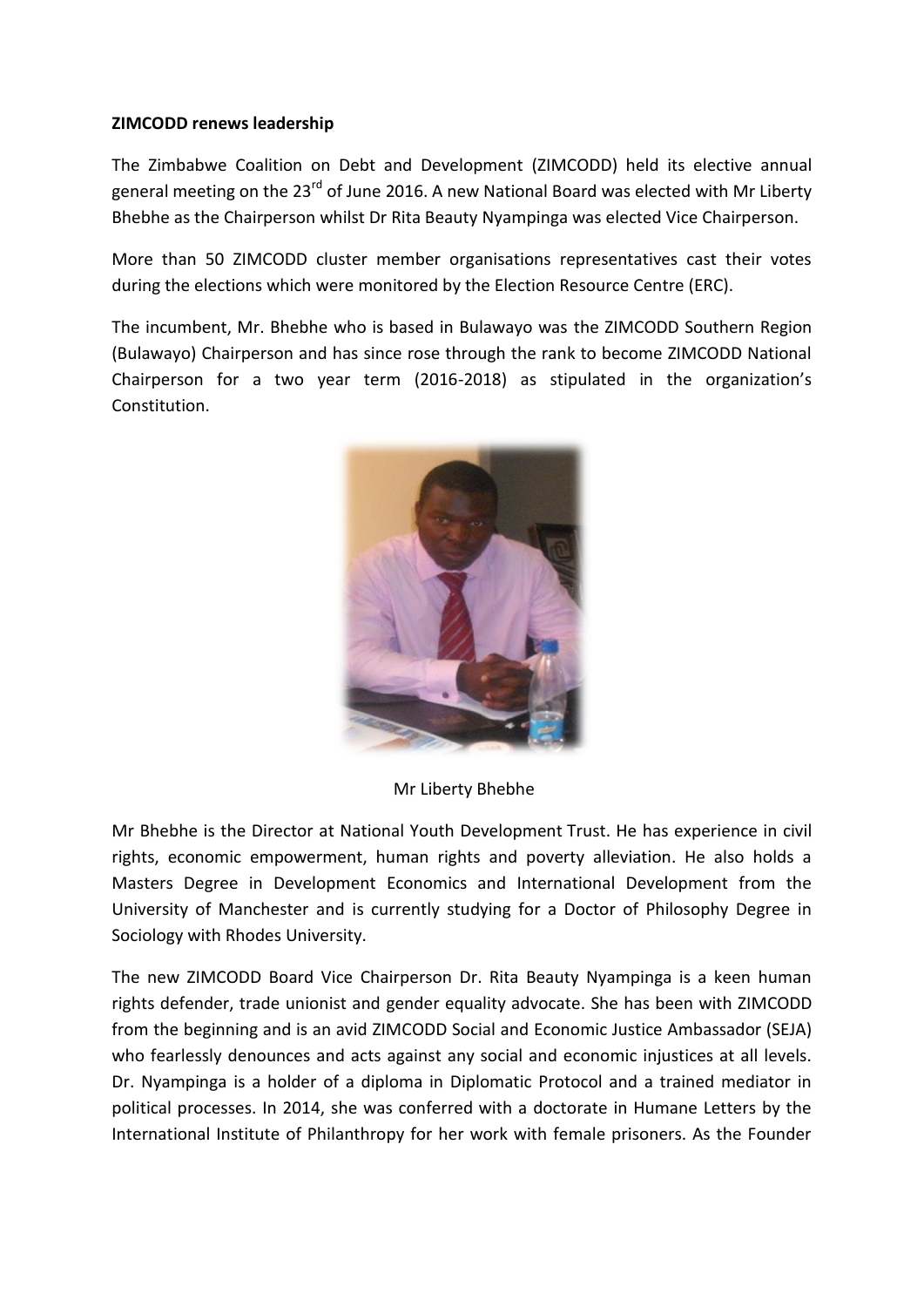**ZIMCODD renews leadership**

The Zimbabwe Coalition on Debt and Development (ZIMCODD) held its elective annual general meeting on the 23rd of June 2016. A new National Board was elected with Mr Liberty Bhebhe as the Chairperson whilst Dr Rita Beauty Nyampinga was elected Vice Chairperson.

More than 50 ZIMCODD cluster member organisations representatives cast their votes during the elections which were monitored by the Election Resource Centre (ERC).

The incumbent, Mr. Bhebhe who is based in Bulawayo was the ZIMCODD Southern Region (Bulawayo) Chairperson and has since rose through the rank to become ZIMCODD National Chairperson for a two year term (2016-2018) as stipulated in the organization's Constitution.

Mr Liberty Bhebhe

Mr Bhebhe is the Director at National Youth Development Trust. He has experience in civil rights, economic empowerment, human rights and poverty alleviation. He also holds a Masters Degree in Development Economics and International Development from the University of Manchester and is currently studying for a Doctor of Philosophy Degree in Sociology with Rhodes University.

The new ZIMCODD Board Vice Chairperson Dr. Rita Beauty Nyampinga is a keen human rights defender, trade unionist and gender equality advocate. She has been with ZIMCODD from the beginning and is an avid ZIMCODD Social and Economic Justice Ambassador (SEJA) who fearlessly denounces and acts against any social and economic injustices at all levels. Dr. Nyampinga is a holder of a diploma in Diplomatic Protocol and a trained mediator in political processes. In 2014, she was conferred with a doctorate in Humane Letters by the International Institute of Philanthropy for her work with female prisoners. As the Founder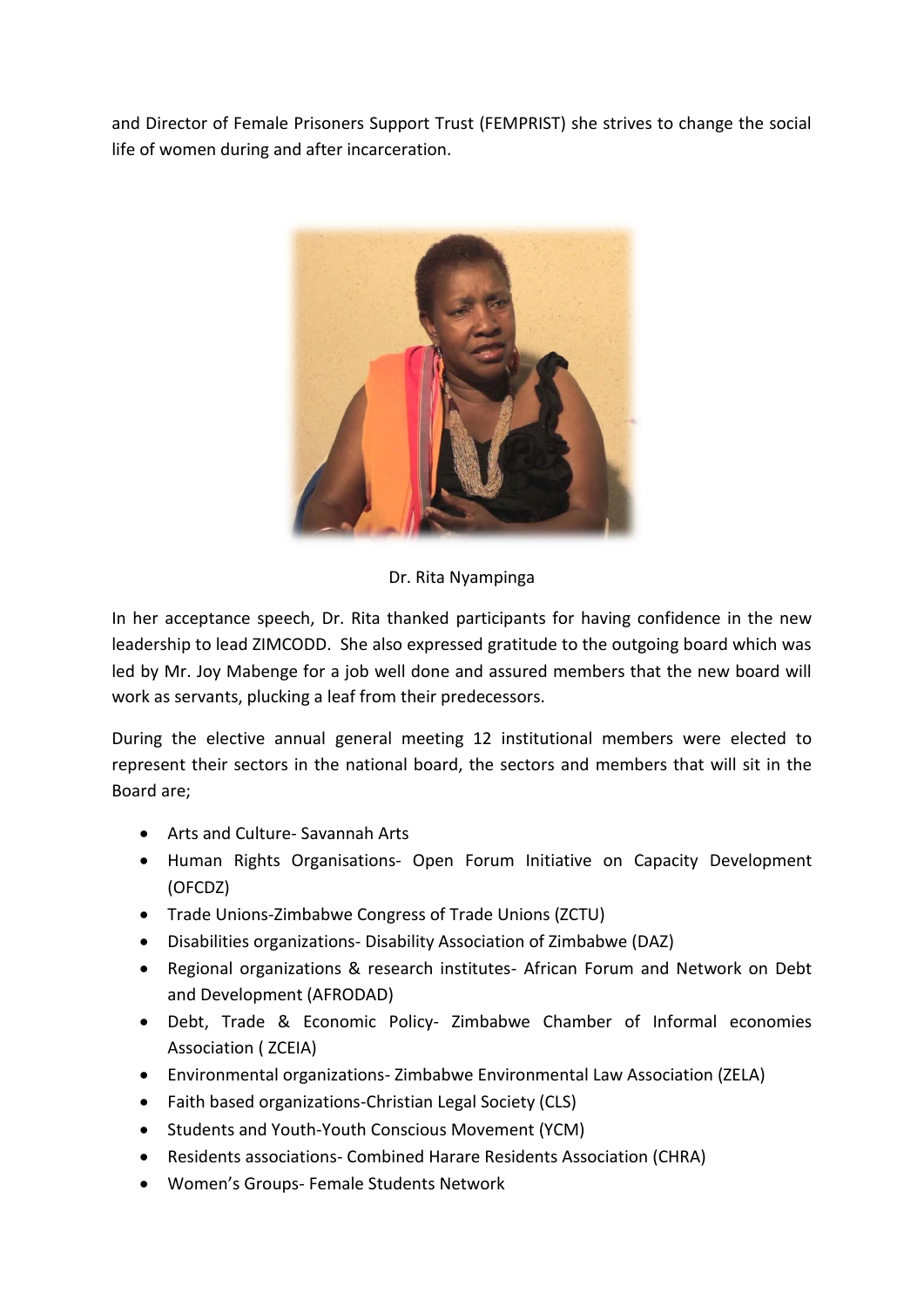and Director of Female Prisoners Support Trust (FEMPRIST) she strives to change the social life of women during and after incarceration.

Dr. Rita Nyampinga

In her acceptance speech, Dr. Rita thanked participants for having confidence in the new leadership to lead ZIMCODD. She also expressed gratitude to the outgoing board which was led by Mr. Joy Mabenge for a job well done and assured members that the new board will work as servants, plucking a leaf from their predecessors.

During the elective annual general meeting 12 institutional members were elected to represent their sectors in the national board, the sectors and members that will sit in the Board are;

- Arts and Culture- Savannah Arts
- Human Rights Organisations- Open Forum Initiative on Capacity Development (OFCDZ)
- Trade Unions-Zimbabwe Congress of Trade Unions (ZCTU)
- Disabilities organizations- Disability Association of Zimbabwe (DAZ)
- Regional organizations & research institutes- African Forum and Network on Debt and Development (AFRODAD)
- Debt, Trade & Economic Policy- Zimbabwe Chamber of Informal economies Association ( ZCEIA)
- Environmental organizations- Zimbabwe Environmental Law Association (ZELA)
- Faith based organizations-Christian Legal Society (CLS)
- Students and Youth-Youth Conscious Movement (YCM)
- Residents associations- Combined Harare Residents Association (CHRA)
- Women's Groups- Female Students Network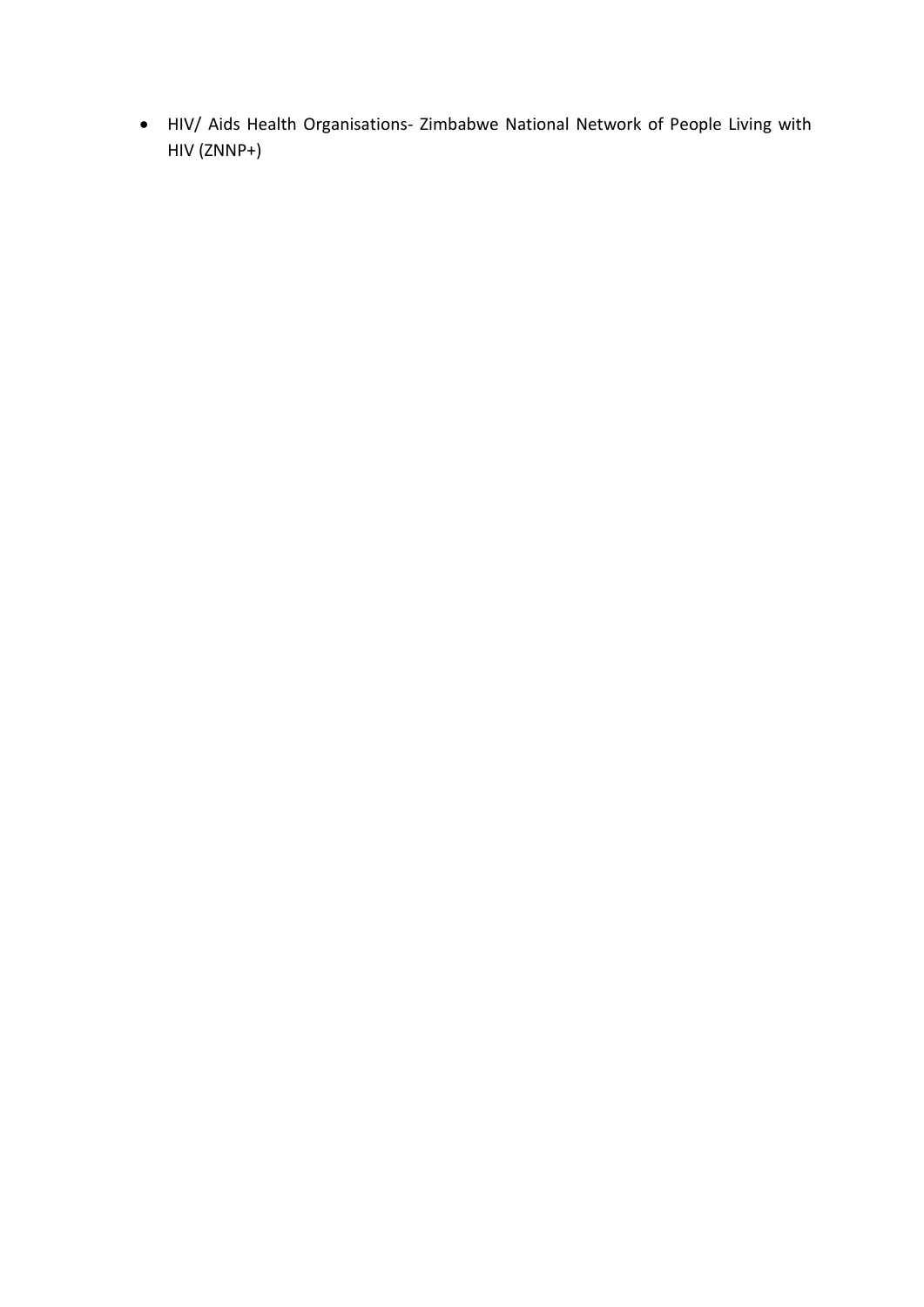- HIV/ Aids Health Organisations- Zimbabwe National Network of People Living with HIV (ZNNP+)